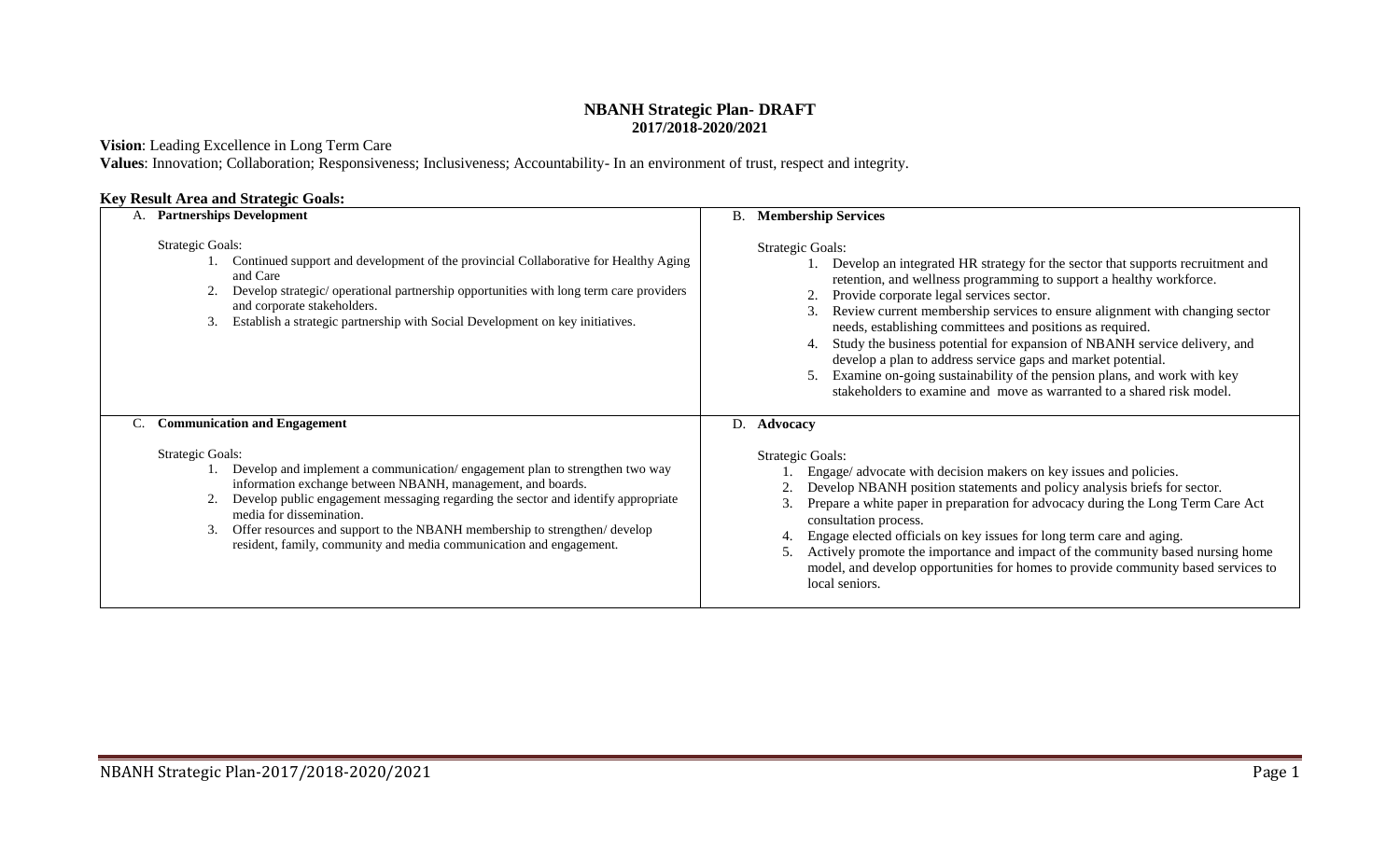# NBANH Strategic Plan- DRAFT
## 2017/2018-2020/2021

**Vision**: Leading Excellence in Long Term Care

**Values**: Innovation; Collaboration; Responsiveness; Inclusiveness; Accountability- In an environment of trust, respect and integrity.

**Key Result Area and Strategic Goals:**

### A. Partnerships Development

Strategic Goals:

1. Continued support and development of the provincial Collaborative for Healthy Aging and Care
2. Develop strategic/ operational partnership opportunities with long term care providers and corporate stakeholders.
3. Establish a strategic partnership with Social Development on key initiatives.

### B. Membership Services

Strategic Goals:

1. Develop an integrated HR strategy for the sector that supports recruitment and retention, and wellness programming to support a healthy workforce.
2. Provide corporate legal services sector.
3. Review current membership services to ensure alignment with changing sector needs, establishing committees and positions as required.
4. Study the business potential for expansion of NBANH service delivery, and develop a plan to address service gaps and market potential.
5. Examine on-going sustainability of the pension plans, and work with key stakeholders to examine and move as warranted to a shared risk model.

### C. Communication and Engagement

Strategic Goals:

1. Develop and implement a communication/ engagement plan to strengthen two way information exchange between NBANH, management, and boards.
2. Develop public engagement messaging regarding the sector and identify appropriate media for dissemination.
3. Offer resources and support to the NBANH membership to strengthen/ develop resident, family, community and media communication and engagement.

### D. Advocacy

Strategic Goals:

1. Engage/ advocate with decision makers on key issues and policies.
2. Develop NBANH position statements and policy analysis briefs for sector.
3. Prepare a white paper in preparation for advocacy during the Long Term Care Act consultation process.
4. Engage elected officials on key issues for long term care and aging.
5. Actively promote the importance and impact of the community based nursing home model, and develop opportunities for homes to provide community based services to local seniors.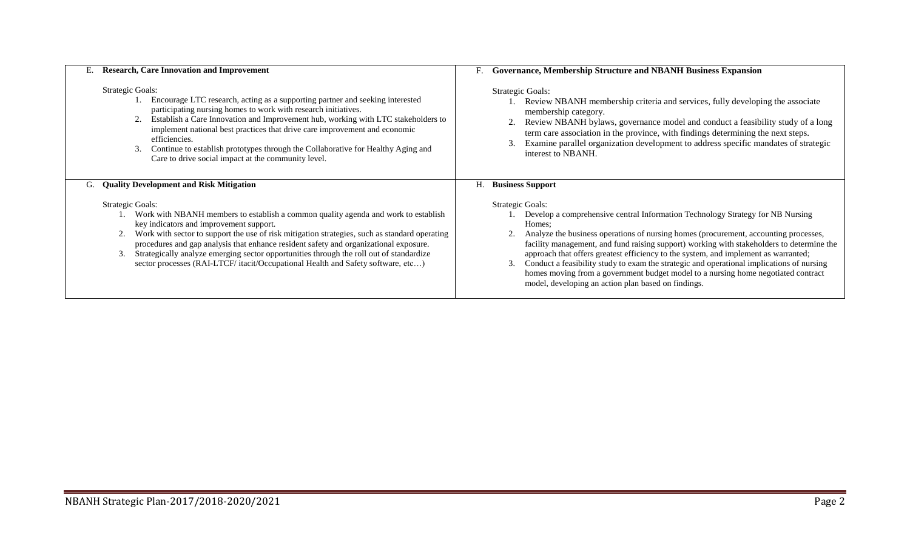### E. Research, Care Innovation and Improvement

Strategic Goals:

1. Encourage LTC research, acting as a supporting partner and seeking interested participating nursing homes to work with research initiatives.
2. Establish a Care Innovation and Improvement hub, working with LTC stakeholders to implement national best practices that drive care improvement and economic efficiencies.
3. Continue to establish prototypes through the Collaborative for Healthy Aging and Care to drive social impact at the community level.

### F. Governance, Membership Structure and NBANH Business Expansion

Strategic Goals:

1. Review NBANH membership criteria and services, fully developing the associate membership category.
2. Review NBANH bylaws, governance model and conduct a feasibility study of a long term care association in the province, with findings determining the next steps.
3. Examine parallel organization development to address specific mandates of strategic interest to NBANH.

### G. Quality Development and Risk Mitigation

Strategic Goals:

1. Work with NBANH members to establish a common quality agenda and work to establish key indicators and improvement support.
2. Work with sector to support the use of risk mitigation strategies, such as standard operating procedures and gap analysis that enhance resident safety and organizational exposure.
3. Strategically analyze emerging sector opportunities through the roll out of standardize sector processes (RAI-LTCF/ itacit/Occupational Health and Safety software, etc…)

### H. Business Support

Strategic Goals:

1. Develop a comprehensive central Information Technology Strategy for NB Nursing Homes;
2. Analyze the business operations of nursing homes (procurement, accounting processes, facility management, and fund raising support) working with stakeholders to determine the approach that offers greatest efficiency to the system, and implement as warranted;
3. Conduct a feasibility study to exam the strategic and operational implications of nursing homes moving from a government budget model to a nursing home negotiated contract model, developing an action plan based on findings.